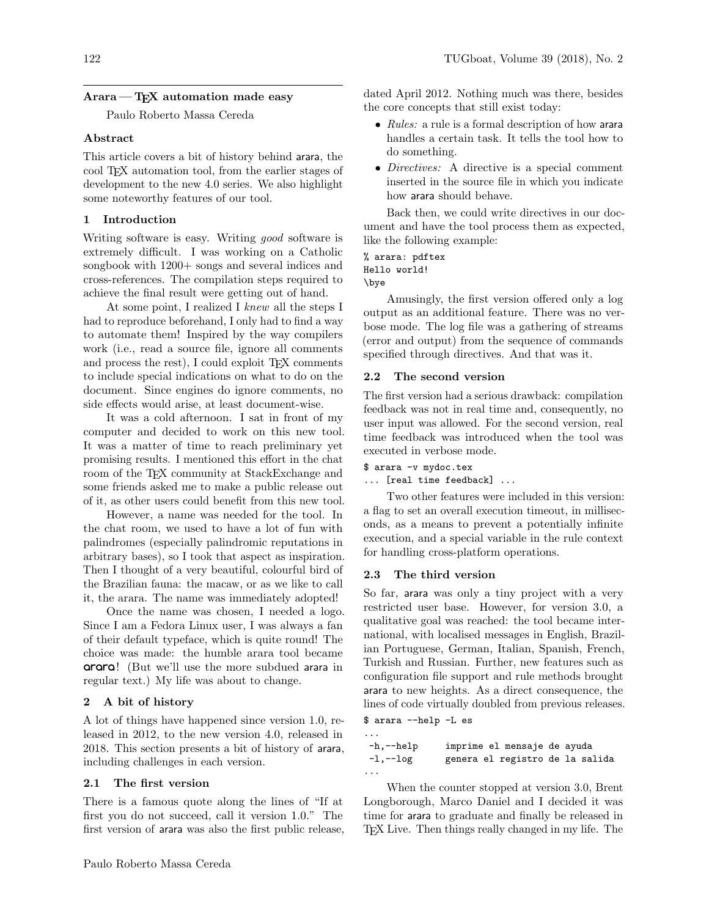## Arara — TEX automation made easy

Paulo Roberto Massa Cereda

### Abstract

This article covers a bit of history behind arara, the cool TEX automation tool, from the earlier stages of development to the new 4.0 series. We also highlight some noteworthy features of our tool.

### 1 Introduction

Writing software is easy. Writing *good* software is extremely difficult. I was working on a Catholic songbook with 1200+ songs and several indices and cross-references. The compilation steps required to achieve the final result were getting out of hand.

At some point, I realized I *knew* all the steps I had to reproduce beforehand, I only had to find a way to automate them! Inspired by the way compilers work (i.e., read a source file, ignore all comments and process the rest), I could exploit TEX comments to include special indications on what to do on the document. Since engines do ignore comments, no side effects would arise, at least document-wise.

It was a cold afternoon. I sat in front of my computer and decided to work on this new tool. It was a matter of time to reach preliminary yet promising results. I mentioned this effort in the chat room of the TEX community at StackExchange and some friends asked me to make a public release out of it, as other users could benefit from this new tool.

However, a name was needed for the tool. In the chat room, we used to have a lot of fun with palindromes (especially palindromic reputations in arbitrary bases), so I took that aspect as inspiration. Then I thought of a very beautiful, colourful bird of the Brazilian fauna: the macaw, or as we like to call it, the arara. The name was immediately adopted!

Once the name was chosen, I needed a logo. Since I am a Fedora Linux user, I was always a fan of their default typeface, which is quite round! The choice was made: the humble arara tool became **arara**! (But we'll use the more subdued arara in regular text.) My life was about to change.

### 2 A bit of history

A lot of things have happened since version 1.0, released in 2012, to the new version 4.0, released in 2018. This section presents a bit of history of arara, including challenges in each version.

#### 2.1 The first version

There is a famous quote along the lines of "If at first you do not succeed, call it version 1.0." The first version of arara was also the first public release, dated April 2012. Nothing much was there, besides the core concepts that still exist today:

- *Rules:* a rule is a formal description of how arara handles a certain task. It tells the tool how to do something.
- *Directives:* A directive is a special comment inserted in the source file in which you indicate how arara should behave.

Back then, we could write directives in our document and have the tool process them as expected, like the following example:

```
% arara: pdftex
Hello world!
\bye
```

Amusingly, the first version offered only a log output as an additional feature. There was no verbose mode. The log file was a gathering of streams (error and output) from the sequence of commands specified through directives. And that was it.

#### 2.2 The second version

The first version had a serious drawback: compilation feedback was not in real time and, consequently, no user input was allowed. For the second version, real time feedback was introduced when the tool was executed in verbose mode.

```
$ arara -v mydoc.tex
... [real time feedback] ...
```

Two other features were included in this version: a flag to set an overall execution timeout, in milliseconds, as a means to prevent a potentially infinite execution, and a special variable in the rule context for handling cross-platform operations.

#### 2.3 The third version

So far, arara was only a tiny project with a very restricted user base. However, for version 3.0, a qualitative goal was reached: the tool became international, with localised messages in English, Brazilian Portuguese, German, Italian, Spanish, French, Turkish and Russian. Further, new features such as configuration file support and rule methods brought arara to new heights. As a direct consequence, the lines of code virtually doubled from previous releases.

```
$ arara --help -L es
...
 -h,--help      imprime el mensaje de ayuda
 -l,--log       genera el registro de la salida
...
```

When the counter stopped at version 3.0, Brent Longborough, Marco Daniel and I decided it was time for arara to graduate and finally be released in TEX Live. Then things really changed in my life. The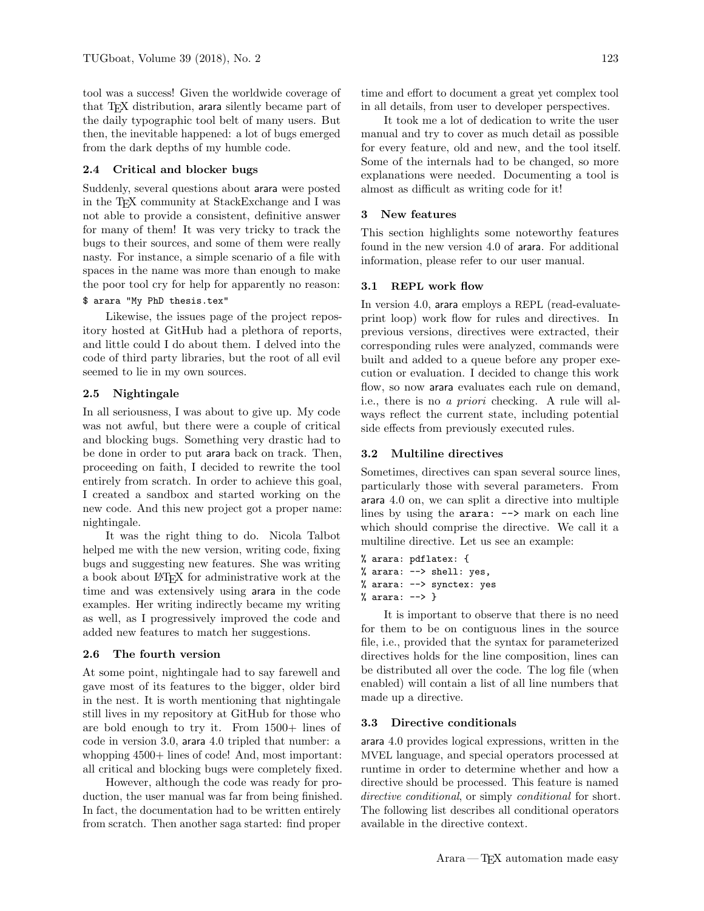tool was a success! Given the worldwide coverage of that TeX distribution, arara silently became part of the daily typographic tool belt of many users. But then, the inevitable happened: a lot of bugs emerged from the dark depths of my humble code.

### 2.4 Critical and blocker bugs

Suddenly, several questions about arara were posted in the TeX community at StackExchange and I was not able to provide a consistent, definitive answer for many of them! It was very tricky to track the bugs to their sources, and some of them were really nasty. For instance, a simple scenario of a file with spaces in the name was more than enough to make the poor tool cry for help for apparently no reason:

```
$ arara "My PhD thesis.tex"
```

Likewise, the issues page of the project repository hosted at GitHub had a plethora of reports, and little could I do about them. I delved into the code of third party libraries, but the root of all evil seemed to lie in my own sources.

### 2.5 Nightingale

In all seriousness, I was about to give up. My code was not awful, but there were a couple of critical and blocking bugs. Something very drastic had to be done in order to put arara back on track. Then, proceeding on faith, I decided to rewrite the tool entirely from scratch. In order to achieve this goal, I created a sandbox and started working on the new code. And this new project got a proper name: nightingale.

It was the right thing to do. Nicola Talbot helped me with the new version, writing code, fixing bugs and suggesting new features. She was writing a book about LaTeX for administrative work at the time and was extensively using arara in the code examples. Her writing indirectly became my writing as well, as I progressively improved the code and added new features to match her suggestions.

### 2.6 The fourth version

At some point, nightingale had to say farewell and gave most of its features to the bigger, older bird in the nest. It is worth mentioning that nightingale still lives in my repository at GitHub for those who are bold enough to try it. From 1500+ lines of code in version 3.0, arara 4.0 tripled that number: a whopping 4500+ lines of code! And, most important: all critical and blocking bugs were completely fixed.

However, although the code was ready for production, the user manual was far from being finished. In fact, the documentation had to be written entirely from scratch. Then another saga started: find proper time and effort to document a great yet complex tool in all details, from user to developer perspectives.

It took me a lot of dedication to write the user manual and try to cover as much detail as possible for every feature, old and new, and the tool itself. Some of the internals had to be changed, so more explanations were needed. Documenting a tool is almost as difficult as writing code for it!

## 3 New features

This section highlights some noteworthy features found in the new version 4.0 of arara. For additional information, please refer to our user manual.

### 3.1 REPL work flow

In version 4.0, arara employs a REPL (read-evaluate-print loop) work flow for rules and directives. In previous versions, directives were extracted, their corresponding rules were analyzed, commands were built and added to a queue before any proper execution or evaluation. I decided to change this work flow, so now arara evaluates each rule on demand, i.e., there is no *a priori* checking. A rule will always reflect the current state, including potential side effects from previously executed rules.

### 3.2 Multiline directives

Sometimes, directives can span several source lines, particularly those with several parameters. From arara 4.0 on, we can split a directive into multiple lines by using the `arara: -->` mark on each line which should comprise the directive. We call it a multiline directive. Let us see an example:

```
% arara: pdflatex: {
% arara: --> shell: yes,
% arara: --> synctex: yes
% arara: --> }
```

It is important to observe that there is no need for them to be on contiguous lines in the source file, i.e., provided that the syntax for parameterized directives holds for the line composition, lines can be distributed all over the code. The log file (when enabled) will contain a list of all line numbers that made up a directive.

### 3.3 Directive conditionals

arara 4.0 provides logical expressions, written in the MVEL language, and special operators processed at runtime in order to determine whether and how a directive should be processed. This feature is named *directive conditional*, or simply *conditional* for short. The following list describes all conditional operators available in the directive context.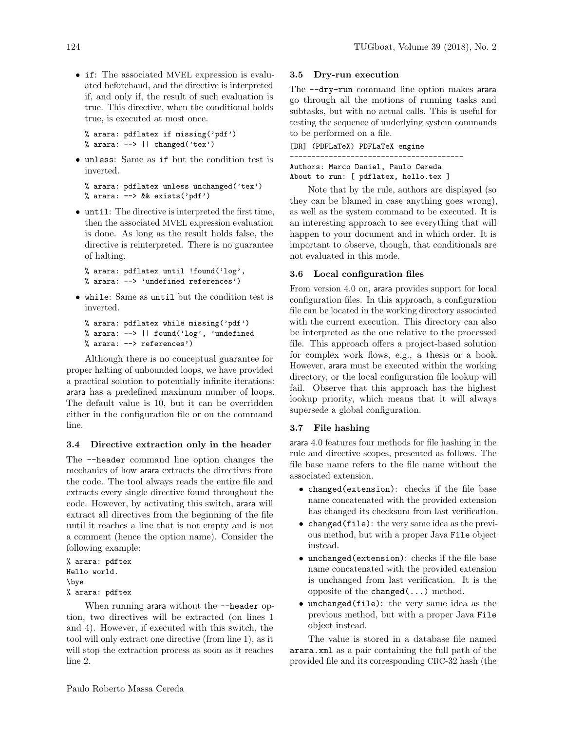- `if`: The associated MVEL expression is evaluated beforehand, and the directive is interpreted if, and only if, the result of such evaluation is true. This directive, when the conditional holds true, is executed at most once.

```
% arara: pdflatex if missing('pdf')
% arara: --> || changed('tex')
```

- `unless`: Same as `if` but the condition test is inverted.

```
% arara: pdflatex unless unchanged('tex')
% arara: --> && exists('pdf')
```

- `until`: The directive is interpreted the first time, then the associated MVEL expression evaluation is done. As long as the result holds false, the directive is reinterpreted. There is no guarantee of halting.

```
% arara: pdflatex until !found('log',
% arara: --> 'undefined references')
```

- `while`: Same as `until` but the condition test is inverted.

```
% arara: pdflatex while missing('pdf')
% arara: --> || found('log', 'undefined
% arara: --> references')
```

Although there is no conceptual guarantee for proper halting of unbounded loops, we have provided a practical solution to potentially infinite iterations: arara has a predefined maximum number of loops. The default value is 10, but it can be overridden either in the configuration file or on the command line.

### 3.4 Directive extraction only in the header

The `--header` command line option changes the mechanics of how arara extracts the directives from the code. The tool always reads the entire file and extracts every single directive found throughout the code. However, by activating this switch, arara will extract all directives from the beginning of the file until it reaches a line that is not empty and is not a comment (hence the option name). Consider the following example:

```
% arara: pdftex
Hello world.
\bye
% arara: pdftex
```

When running arara without the `--header` option, two directives will be extracted (on lines 1 and 4). However, if executed with this switch, the tool will only extract one directive (from line 1), as it will stop the extraction process as soon as it reaches line 2.

### 3.5 Dry-run execution

The `--dry-run` command line option makes arara go through all the motions of running tasks and subtasks, but with no actual calls. This is useful for testing the sequence of underlying system commands to be performed on a file.

```
[DR] (PDFLaTeX) PDFLaTeX engine
----------------------------------------
Authors: Marco Daniel, Paulo Cereda
About to run: [ pdflatex, hello.tex ]
```

Note that by the rule, authors are displayed (so they can be blamed in case anything goes wrong), as well as the system command to be executed. It is an interesting approach to see everything that will happen to your document and in which order. It is important to observe, though, that conditionals are not evaluated in this mode.

### 3.6 Local configuration files

From version 4.0 on, arara provides support for local configuration files. In this approach, a configuration file can be located in the working directory associated with the current execution. This directory can also be interpreted as the one relative to the processed file. This approach offers a project-based solution for complex work flows, e.g., a thesis or a book. However, arara must be executed within the working directory, or the local configuration file lookup will fail. Observe that this approach has the highest lookup priority, which means that it will always supersede a global configuration.

### 3.7 File hashing

arara 4.0 features four methods for file hashing in the rule and directive scopes, presented as follows. The file base name refers to the file name without the associated extension.

- `changed(extension)`: checks if the file base name concatenated with the provided extension has changed its checksum from last verification.
- `changed(file)`: the very same idea as the previous method, but with a proper Java `File` object instead.
- `unchanged(extension)`: checks if the file base name concatenated with the provided extension is unchanged from last verification. It is the opposite of the `changed(...)` method.
- `unchanged(file)`: the very same idea as the previous method, but with a proper Java `File` object instead.

The value is stored in a database file named `arara.xml` as a pair containing the full path of the provided file and its corresponding CRC-32 hash (the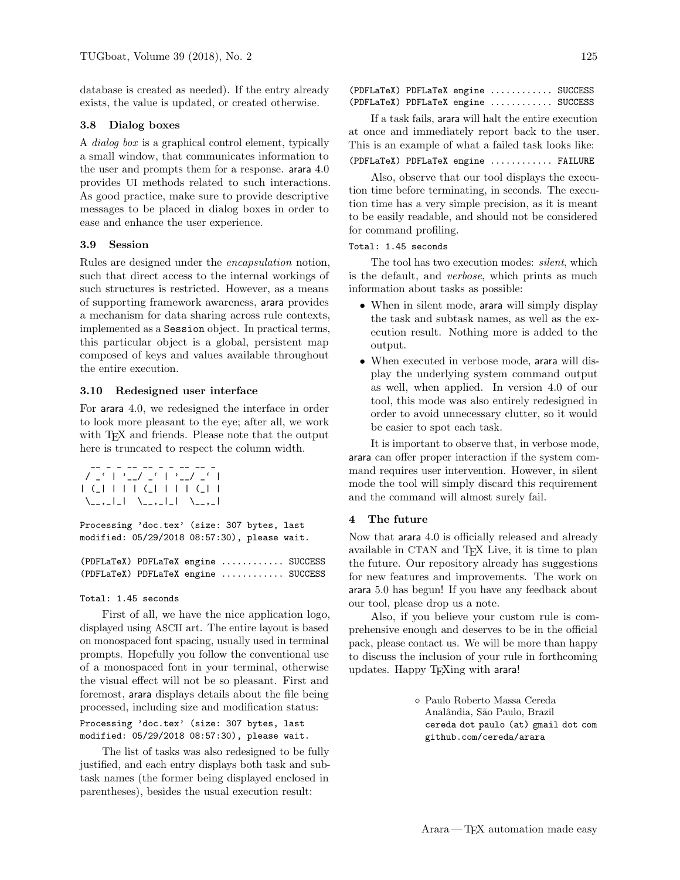database is created as needed). If the entry already exists, the value is updated, or created otherwise.

### 3.8 Dialog boxes

A *dialog box* is a graphical control element, typically a small window, that communicates information to the user and prompts them for a response. arara 4.0 provides UI methods related to such interactions. As good practice, make sure to provide descriptive messages to be placed in dialog boxes in order to ease and enhance the user experience.

### 3.9 Session

Rules are designed under the *encapsulation* notion, such that direct access to the internal workings of such structures is restricted. However, as a means of supporting framework awareness, arara provides a mechanism for data sharing across rule contexts, implemented as a `Session` object. In practical terms, this particular object is a global, persistent map composed of keys and values available throughout the entire execution.

### 3.10 Redesigned user interface

For arara 4.0, we redesigned the interface in order to look more pleasant to the eye; after all, we work with TeX and friends. Please note that the output here is truncated to respect the column width.

```
  __ _ _ __ __ _ _ __ __ _
 / _` | '__/ _` | '__/ _` |
| (_| | | | (_| | | | (_| |
 \__,_|_|  \__,_|_|  \__,_|

Processing 'doc.tex' (size: 307 bytes, last
modified: 05/29/2018 08:57:30), please wait.

(PDFLaTeX) PDFLaTeX engine ............ SUCCESS
(PDFLaTeX) PDFLaTeX engine ............ SUCCESS

Total: 1.45 seconds
```

First of all, we have the nice application logo, displayed using ASCII art. The entire layout is based on monospaced font spacing, usually used in terminal prompts. Hopefully you follow the conventional use of a monospaced font in your terminal, otherwise the visual effect will not be so pleasant. First and foremost, arara displays details about the file being processed, including size and modification status:

```
Processing 'doc.tex' (size: 307 bytes, last
modified: 05/29/2018 08:57:30), please wait.
```

The list of tasks was also redesigned to be fully justified, and each entry displays both task and subtask names (the former being displayed enclosed in parentheses), besides the usual execution result:

```
(PDFLaTeX) PDFLaTeX engine ............ SUCCESS
(PDFLaTeX) PDFLaTeX engine ............ SUCCESS
```

If a task fails, arara will halt the entire execution at once and immediately report back to the user. This is an example of what a failed task looks like:

```
(PDFLaTeX) PDFLaTeX engine ............ FAILURE
```

Also, observe that our tool displays the execution time before terminating, in seconds. The execution time has a very simple precision, as it is meant to be easily readable, and should not be considered for command profiling.

```
Total: 1.45 seconds
```

The tool has two execution modes: *silent*, which is the default, and *verbose*, which prints as much information about tasks as possible:

- When in silent mode, arara will simply display the task and subtask names, as well as the execution result. Nothing more is added to the output.
- When executed in verbose mode, arara will display the underlying system command output as well, when applied. In version 4.0 of our tool, this mode was also entirely redesigned in order to avoid unnecessary clutter, so it would be easier to spot each task.

It is important to observe that, in verbose mode, arara can offer proper interaction if the system command requires user intervention. However, in silent mode the tool will simply discard this requirement and the command will almost surely fail.

## 4 The future

Now that arara 4.0 is officially released and already available in CTAN and TeX Live, it is time to plan the future. Our repository already has suggestions for new features and improvements. The work on arara 5.0 has begun! If you have any feedback about our tool, please drop us a note.

Also, if you believe your custom rule is comprehensive enough and deserves to be in the official pack, please contact us. We will be more than happy to discuss the inclusion of your rule in forthcoming updates. Happy TeXing with arara!

◇ Paulo Roberto Massa Cereda
Analândia, São Paulo, Brazil
cereda dot paulo (at) gmail dot com
github.com/cereda/arara